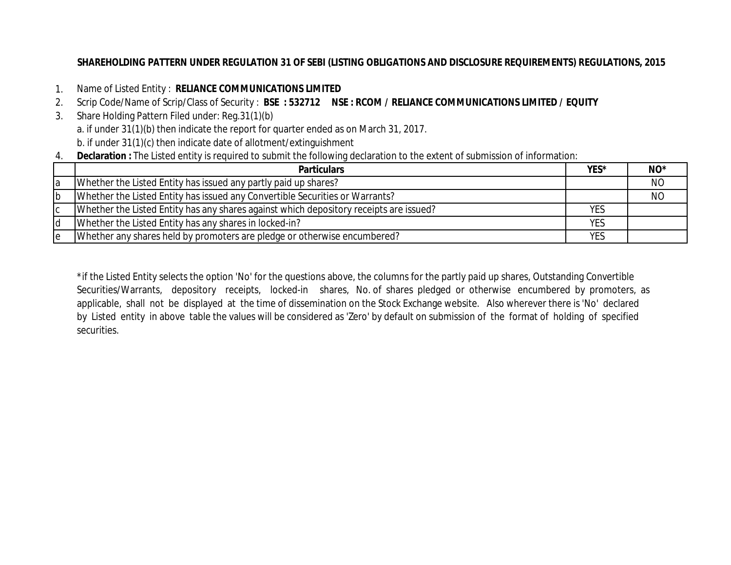**SHAREHOLDING PATTERN UNDER REGULATION 31 OF SEBI (LISTING OBLIGATIONS AND DISCLOSURE REQUIREMENTS) REGULATIONS, 2015**

1. Name of Listed Entity : **RELIANCE COMMUNICATIONS LIMITED**
2. Scrip Code/Name of Scrip/Class of Security : **BSE : 532712 NSE : RCOM / RELIANCE COMMUNICATIONS LIMITED / EQUITY**
3. Share Holding Pattern Filed under: Reg.31(1)(b)
   a. if under 31(1)(b) then indicate the report for quarter ended as on March 31, 2017.
   b. if under 31(1)(c) then indicate date of allotment/extinguishment
4. **Declaration :** The Listed entity is required to submit the following declaration to the extent of submission of information:

| | Particulars | YES* | NO* |
|---|---|---|---|
| a | Whether the Listed Entity has issued any partly paid up shares? | | NO |
| b | Whether the Listed Entity has issued any Convertible Securities or Warrants? | | NO |
| c | Whether the Listed Entity has any shares against which depository receipts are issued? | YES | |
| d | Whether the Listed Entity has any shares in locked-in? | YES | |
| e | Whether any shares held by promoters are pledge or otherwise encumbered? | YES | |

*if the Listed Entity selects the option 'No' for the questions above, the columns for the partly paid up shares, Outstanding Convertible Securities/Warrants, depository receipts, locked-in shares, No. of shares pledged or otherwise encumbered by promoters, as applicable, shall not be displayed at the time of dissemination on the Stock Exchange website. Also wherever there is 'No' declared by Listed entity in above table the values will be considered as 'Zero' by default on submission of the format of holding of specified securities.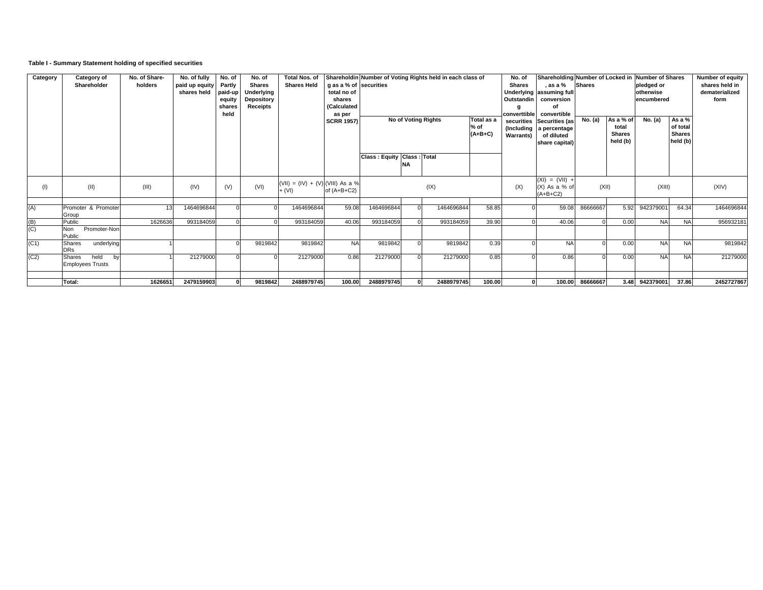**Table I - Summary Statement holding of specified securities**

| Category | Category of Shareholder | No. of Share-holders | No. of fully paid up equity shares held | No. of Partly paid-up equity shares held | No. of Shares Underlying Depository Receipts | Total Nos. of Shares Held | Shareholding as a % of total no of shares (Calculated as per SCRR 1957) | Number of Voting Rights held in each class of securities | | | | No. of Shares Underlying Outstanding converttible securities (Including Warrants) | Shareholding , as a % assuming full conversion of convertible Securities (as a percentage of diluted share capital) | Number of Locked in Shares | | Number of Shares pledged or otherwise encumbered | | Number of equity shares held in dematerialized form |
|---|---|---|---|---|---|---|---|---|---|---|---|---|---|---|---|---|---|---|
| | | | | | | | | No of Voting Rights | | | Total as a % of (A+B+C) | | | No. (a) | As a % of total Shares held (b) | No. (a) | As a % of total Shares held (b) | |
| | | | | | | | | Class : Equity | Class : NA | Total | | | | | | | | |
| (I) | (II) | (III) | (IV) | (V) | (VI) | (VII) = (IV) + (V) + (VI) | (VIII) As a % of (A+B+C2) | (IX) | | | | (X) | (XI) = (VII) + (X) As a % of (A+B+C2) | (XII) | | (XIII) | | (XIV) |
| (A) | Promoter & Promoter Group | 13 | 1464696844 | 0 | 0 | 1464696844 | 59.08 | 1464696844 | 0 | 1464696844 | 58.85 | 0 | 59.08 | 86666667 | 5.92 | 942379001 | 64.34 | 1464696844 |
| (B) | Public | 1626636 | 993184059 | 0 | 0 | 993184059 | 40.06 | 993184059 | 0 | 993184059 | 39.90 | 0 | 40.06 | 0 | 0.00 | NA | NA | 956932181 |
| (C) | Non Promoter-Non Public | | | | | | | | | | | | | | | | | |
| (C1) | Shares underlying DRs | 1 | | 0 | 9819842 | 9819842 | NA | 9819842 | 0 | 9819842 | 0.39 | 0 | NA | 0 | 0.00 | NA | NA | 9819842 |
| (C2) | Shares held by Employees Trusts | 1 | 21279000 | 0 | 0 | 21279000 | 0.86 | 21279000 | 0 | 21279000 | 0.85 | 0 | 0.86 | 0 | 0.00 | NA | NA | 21279000 |
| | **Total:** | **1626651** | **2479159903** | **0** | **9819842** | **2488979745** | **100.00** | **2488979745** | **0** | **2488979745** | **100.00** | **0** | **100.00** | **86666667** | **3.48** | **942379001** | **37.86** | **2452727867** |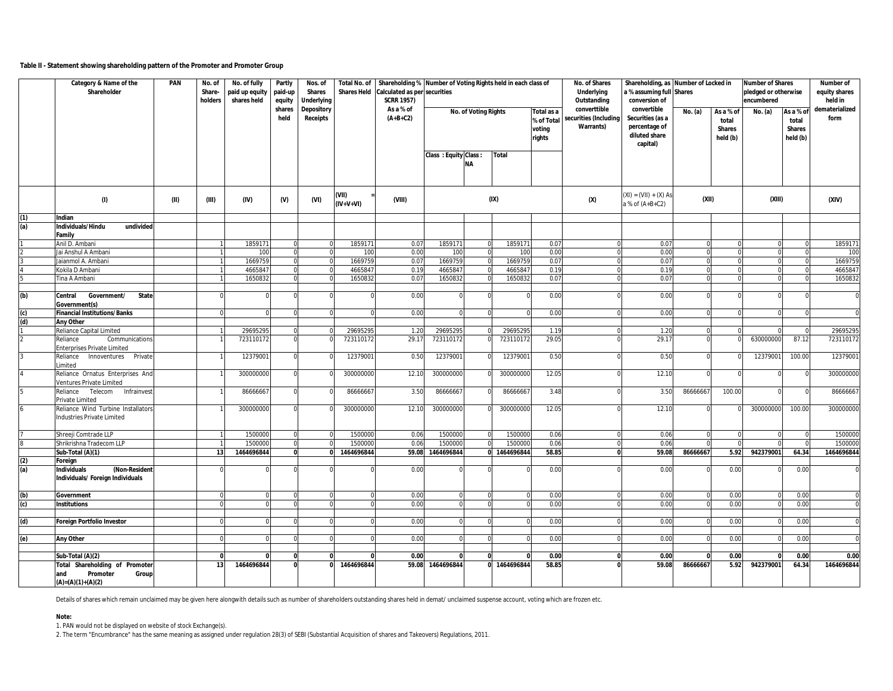**Table II - Statement showing shareholding pattern of the Promoter and Promoter Group**

| | Category & Name of the Shareholder | PAN | No. of Share-holders | No. of fully paid up equity shares held | Partly paid-up equity shares held | Nos. of Shares Underlying Depository Receipts | Total No. of Shares Held | Shareholding % Calculated as per SCRR 1957) As a % of (A+B+C2) | Number of Voting Rights held in each class of securities | | | | No. of Shares Underlying Outstanding converttible securities (Including Warrants) | Shareholding, as a % assuming full conversion of convertible Securities (as a percentage of diluted share capital) | Number of Locked in Shares | | Number of Shares pledged or otherwise encumbered | | Number of equity shares held in dematerialized form |
|---|---|---|---|---|---|---|---|---|---|---|---|---|---|---|---|---|---|---|---|
| | | | | | | | | | No. of Voting Rights | | | Total as a % of Total voting rights | | | No. (a) | As a % of total Shares held (b) | No. (a) | As a % of total Shares held (b) | |
| | | | | | | | | | Class : Equity | Class : NA | Total | | | | | | | | |
| | (I) | (II) | (III) | (IV) | (V) | (VI) | (VII) = (IV+V+VI) | (VIII) | (IX) | | | | (X) | (XI) = (VII) + (X) As a % of (A+B+C2) | (XII) | | (XIII) | | (XIV) |
| (1) | Indian | | | | | | | | | | | | | | | | | | |
| (a) | Individuals/Hindu undivided Family | | | | | | | | | | | | | | | | | | |
| 1 | Anil D. Ambani | | 1 | 1859171 | 0 | 0 | 1859171 | 0.07 | 1859171 | 0 | 1859171 | 0.07 | 0 | 0.07 | 0 | 0 | 0 | 0 | 1859171 |
| 2 | Jai Anshul A Ambani | | 1 | 100 | 0 | 0 | 100 | 0.00 | 100 | 0 | 100 | 0.00 | 0 | 0.00 | 0 | 0 | 0 | 0 | 100 |
| 3 | Jaianmol A. Ambani | | 1 | 1669759 | 0 | 0 | 1669759 | 0.07 | 1669759 | 0 | 1669759 | 0.07 | 0 | 0.07 | 0 | 0 | 0 | 0 | 1669759 |
| 4 | Kokila D Ambani | | 1 | 4665847 | 0 | 0 | 4665847 | 0.19 | 4665847 | 0 | 4665847 | 0.19 | 0 | 0.19 | 0 | 0 | 0 | 0 | 4665847 |
| 5 | Tina A Ambani | | 1 | 1650832 | 0 | 0 | 1650832 | 0.07 | 1650832 | 0 | 1650832 | 0.07 | 0 | 0.07 | 0 | 0 | 0 | 0 | 1650832 |
| (b) | Central Government/ State Government(s) | | 0 | 0 | 0 | 0 | 0 | 0.00 | 0 | 0 | 0 | 0.00 | 0 | 0.00 | 0 | 0 | 0 | 0 | 0 |
| (c) | Financial Institutions/Banks | | 0 | 0 | 0 | 0 | 0 | 0.00 | 0 | 0 | 0 | 0.00 | 0 | 0.00 | 0 | 0 | 0 | 0 | 0 |
| (d) | Any Other | | | | | | | | | | | | | | | | | | |
| 1 | Reliance Capital Limited | | 1 | 29695295 | 0 | 0 | 29695295 | 1.20 | 29695295 | 0 | 29695295 | 1.19 | 0 | 1.20 | 0 | 0 | 0 | 0 | 29695295 |
| 2 | Reliance Communications Enterprises Private Limited | | 1 | 723110172 | 0 | 0 | 723110172 | 29.17 | 723110172 | 0 | 723110172 | 29.05 | 0 | 29.17 | 0 | 0 | 630000000 | 87.12 | 723110172 |
| 3 | Reliance Innoventures Private Limited | | 1 | 12379001 | 0 | 0 | 12379001 | 0.50 | 12379001 | 0 | 12379001 | 0.50 | 0 | 0.50 | 0 | 0 | 12379001 | 100.00 | 12379001 |
| 4 | Reliance Ornatus Enterprises And Ventures Private Limited | | 1 | 300000000 | 0 | 0 | 300000000 | 12.10 | 300000000 | 0 | 300000000 | 12.05 | 0 | 12.10 | 0 | 0 | 0 | 0 | 300000000 |
| 5 | Reliance Telecom Infrainvest Private Limited | | 1 | 86666667 | 0 | 0 | 86666667 | 3.50 | 86666667 | 0 | 86666667 | 3.48 | 0 | 3.50 | 86666667 | 100.00 | 0 | 0 | 86666667 |
| 6 | Reliance Wind Turbine Installators Industries Private Limited | | 1 | 300000000 | 0 | 0 | 300000000 | 12.10 | 300000000 | 0 | 300000000 | 12.05 | 0 | 12.10 | 0 | 0 | 300000000 | 100.00 | 300000000 |
| 7 | Shreeji Comtrade LLP | | 1 | 1500000 | 0 | 0 | 1500000 | 0.06 | 1500000 | 0 | 1500000 | 0.06 | 0 | 0.06 | 0 | 0 | 0 | 0 | 1500000 |
| 8 | Shrikrishna Tradecom LLP | | 1 | 1500000 | 0 | 0 | 1500000 | 0.06 | 1500000 | 0 | 1500000 | 0.06 | 0 | 0.06 | 0 | 0 | 0 | 0 | 1500000 |
| | **Sub-Total (A)(1)** | | **13** | **1464696844** | **0** | **0** | **1464696844** | **59.08** | **1464696844** | **0** | **1464696844** | **58.85** | **0** | **59.08** | **86666667** | **5.92** | **942379001** | **64.34** | **1464696844** |
| (2) | Foreign | | | | | | | | | | | | | | | | | | |
| (a) | Individuals (Non-Resident Individuals/ Foreign Individuals | | 0 | 0 | 0 | 0 | 0 | 0.00 | 0 | 0 | 0 | 0.00 | 0 | 0.00 | 0 | 0.00 | 0 | 0.00 | 0 |
| (b) | Government | | 0 | 0 | 0 | 0 | 0 | 0.00 | 0 | 0 | 0 | 0.00 | 0 | 0.00 | 0 | 0.00 | 0 | 0.00 | 0 |
| (c) | Institutions | | 0 | 0 | 0 | 0 | 0 | 0.00 | 0 | 0 | 0 | 0.00 | 0 | 0.00 | 0 | 0.00 | 0 | 0.00 | 0 |
| (d) | Foreign Portfolio Investor | | 0 | 0 | 0 | 0 | 0 | 0.00 | 0 | 0 | 0 | 0.00 | 0 | 0.00 | 0 | 0.00 | 0 | 0.00 | 0 |
| (e) | Any Other | | 0 | 0 | 0 | 0 | 0 | 0.00 | 0 | 0 | 0 | 0.00 | 0 | 0.00 | 0 | 0.00 | 0 | 0.00 | 0 |
| | **Sub-Total (A)(2)** | | **0** | **0** | **0** | **0** | **0** | **0.00** | **0** | **0** | **0** | **0.00** | **0** | **0.00** | **0** | **0.00** | **0** | **0.00** | **0.00** |
| | **Total Shareholding of Promoter and Promoter Group (A)=(A)(1)+(A)(2)** | | **13** | **1464696844** | **0** | **0** | **1464696844** | **59.08** | **1464696844** | **0** | **1464696844** | **58.85** | **0** | **59.08** | **86666667** | **5.92** | **942379001** | **64.34** | **1464696844** |

Details of shares which remain unclaimed may be given here alongwith details such as number of shareholders outstanding shares held in demat/ unclaimed suspense account, voting which are frozen etc.

**Note:**

1. PAN would not be displayed on website of stock Exchange(s).
2. The term "Encumbrance" has the same meaning as assigned under regulation 28(3) of SEBI (Substantial Acquisition of shares and Takeovers) Regulations, 2011.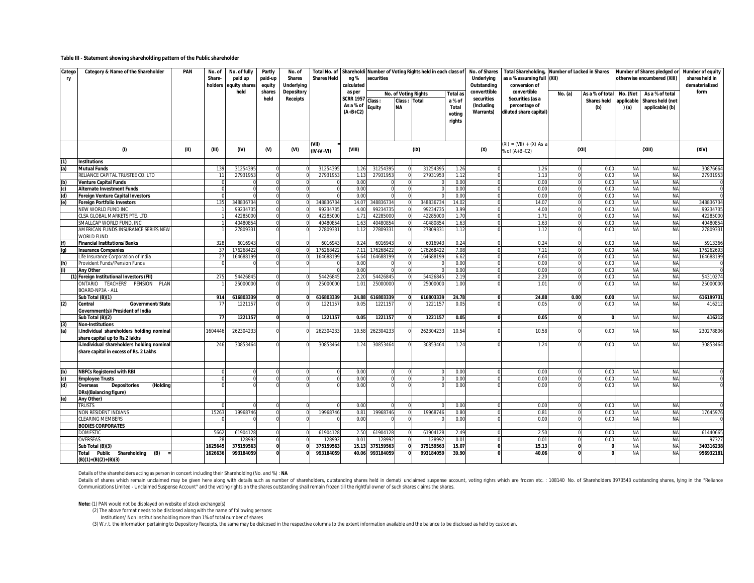**Table III - Statement showing shareholding pattern of the Public shareholder**

| Category | Category & Name of the Shareholder | PAN | No. of Share-holders | No. of fully paid up equity shares held | Partly paid-up equity shares held | No. of Shares Underlying Depository Receipts | Total No. of Shares Held | Shareholding % calculated as per SCRR 1957 As a % of (A+B+C2) | Number of Voting Rights held in each class of securities | | | | No. of Shares Underlying Outstanding converttible securities (Including Warrants) | Total Shareholding, as a % assuming full conversion of convertible Securities (as a percentage of diluted share capital) | Number of Locked in Shares (XII) | | Number of Shares pledged or otherwise encumbered (XIII) | | Number of equity shares held in dematerialized form |
|---|---|---|---|---|---|---|---|---|---|---|---|---|---|---|---|---|---|---|---|
| | | | | | | | | | No. of Voting Rights | | | Total as a % of Total voting rights | | | No. (a) | As a % of total Shares held (b) | No. (Not applicable ) (a) | As a % of total Shares held (not applicable) (b) | |
| | | | | | | | | | Class : Equity | Class : NA | Total | | | | | | | | |
| | (I) | (II) | (III) | (IV) | (V) | (VI) | (VII) = (IV+V+VI) | (VIII) | (IX) | | | | (X) | (XI) = (VII) + (X) As a % of (A+B+C2) | (XII) | | (XIII) | | (XIV) |
| (1) | **Institutions** | | | | | | | | | | | | | | | | | | |
| (a) | **Mutual Funds** | | 139 | 31254395 | 0 | 0 | 31254395 | 1.26 | 31254395 | 0 | 31254395 | 1.26 | 0 | 1.26 | 0 | 0.00 | NA | NA | 30876664 |
| | RELIANCE CAPITAL TRUSTEE CO. LTD | | 11 | 27931953 | 0 | 0 | 27931953 | 1.13 | 27931953 | 0 | 27931953 | 1.12 | 0 | 1.13 | 0 | 0.00 | NA | NA | 27931953 |
| (b) | **Venture Capital Funds** | | 0 | 0 | 0 | 0 | 0 | 0.00 | 0 | 0 | 0 | 0.00 | 0 | 0.00 | 0 | 0.00 | NA | NA | 0 |
| (c) | **Alternate Investment Funds** | | 0 | 0 | 0 | 0 | 0 | 0.00 | 0 | 0 | 0 | 0.00 | 0 | 0.00 | 0 | 0.00 | NA | NA | 0 |
| (d) | **Foreign Venture Capital Investors** | | 0 | 0 | 0 | 0 | 0 | 0.00 | 0 | 0 | 0 | 0.00 | 0 | 0.00 | 0 | 0.00 | NA | NA | 0 |
| (e) | **Foreign Portfolio Investors** | | 135 | 348836734 | 0 | 0 | 348836734 | 14.07 | 348836734 | 0 | 348836734 | 14.02 | 0 | 14.07 | 0 | 0.00 | NA | NA | 348836734 |
| | NEW WORLD FUND INC | | 1 | 99234735 | 0 | 0 | 99234735 | 4.00 | 99234735 | 0 | 99234735 | 3.99 | 0 | 4.00 | 0 | 0.00 | NA | NA | 99234735 |
| | CLSA GLOBAL MARKETS PTE. LTD. | | 1 | 42285000 | 0 | 0 | 42285000 | 1.71 | 42285000 | 0 | 42285000 | 1.70 | 0 | 1.71 | 0 | 0.00 | NA | NA | 42285000 |
| | SMALLCAP WORLD FUND, INC | | 1 | 40480854 | 0 | 0 | 40480854 | 1.63 | 40480854 | 0 | 40480854 | 1.63 | 0 | 1.63 | 0 | 0.00 | NA | NA | 40480854 |
| | AMERICAN FUNDS INSURANCE SERIES NEW WORLD FUND | | 1 | 27809331 | 0 | 0 | 27809331 | 1.12 | 27809331 | 0 | 27809331 | 1.12 | 0 | 1.12 | 0 | 0.00 | NA | NA | 27809331 |
| (f) | **Financial Institutions/Banks** | | 328 | 6016943 | 0 | 0 | 6016943 | 0.24 | 6016943 | 0 | 6016943 | 0.24 | 0 | 0.24 | 0 | 0.00 | NA | NA | 5913366 |
| (g) | **Insurance Companies** | | 37 | 176268422 | 0 | 0 | 176268422 | 7.11 | 176268422 | 0 | 176268422 | 7.08 | 0 | 7.11 | 0 | 0.00 | NA | NA | 176262693 |
| | Life Insurance Corporation of India | | 27 | 164688199 | 0 | 0 | 164688199 | 6.64 | 164688199 | 0 | 164688199 | 6.62 | 0 | 6.64 | 0 | 0.00 | NA | NA | 164688199 |
| (h) | Provident Funds/Pension Funds | | 0 | 0 | 0 | 0 | 0 | 0.00 | 0 | 0 | 0 | 0.00 | 0 | 0.00 | 0 | 0.00 | NA | NA | 0 |
| (i) | **Any Other** | | | | | | 0 | 0.00 | 0 | 0 | 0 | 0.00 | 0 | 0.00 | 0 | 0.00 | NA | NA | 0 |
| (1) | **Foreign Institutional Investors (FII)** | | 275 | 54426845 | 0 | 0 | 54426845 | 2.20 | 54426845 | 0 | 54426845 | 2.19 | 0 | 2.20 | 0 | 0.00 | NA | NA | 54310274 |
| | ONTARIO TEACHERS' PENSION PLAN BOARD-NP3A - ALL | | 1 | 25000000 | 0 | 0 | 25000000 | 1.01 | 25000000 | 0 | 25000000 | 1.00 | 0 | 1.01 | 0 | 0.00 | NA | NA | 25000000 |
| | **Sub Total (B)(1)** | | **914** | **616803339** | **0** | **0** | **616803339** | **24.88** | **616803339** | **0** | **616803339** | **24.78** | **0** | **24.88** | **0.00** | **0.00** | NA | NA | **616199731** |
| (2) | **Central Government/State Government(s)/President of India** | | 77 | 1221157 | 0 | 0 | 1221157 | 0.05 | 1221157 | 0 | 1221157 | 0.05 | 0 | 0.05 | 0 | 0.00 | NA | NA | 416212 |
| | **Sub Total (B)(2)** | | **77** | **1221157** | **0** | **0** | **1221157** | **0.05** | **1221157** | **0** | **1221157** | **0.05** | **0** | **0.05** | **0** | **0** | NA | NA | **416212** |
| (3) | **Non-Institutions** | | | | | | | | | | | | | | | | | | |
| (a) | **i.Individual shareholders holding nominal share capital up to Rs.2 lakhs** | | 1604446 | 262304233 | 0 | 0 | 262304233 | 10.58 | 262304233 | 0 | 262304233 | 10.54 | 0 | 10.58 | 0 | 0.00 | NA | NA | 230278806 |
| | **ii.Individual shareholders holding nominal share capital in excess of Rs. 2 Lakhs** | | 246 | 30853464 | 0 | 0 | 30853464 | 1.24 | 30853464 | 0 | 30853464 | 1.24 | 0 | 1.24 | 0 | 0.00 | NA | NA | 30853464 |
| (b) | **NBFCs Registered with RBI** | | 0 | 0 | 0 | 0 | 0 | 0.00 | 0 | 0 | 0 | 0.00 | 0 | 0.00 | 0 | 0.00 | NA | NA | 0 |
| (c) | **Employee Trusts** | | 0 | 0 | 0 | 0 | 0 | 0.00 | 0 | 0 | 0 | 0.00 | 0 | 0.00 | 0 | 0.00 | NA | NA | 0 |
| (d) | **Overseas Depositories (Holding DRs)(Balancing figure)** | | 0 | 0 | 0 | 0 | 0 | 0.00 | 0 | 0 | 0 | 0.00 | 0 | 0.00 | 0 | 0.00 | NA | NA | 0 |
| (e) | **Any Other)** | | | | | | | | | | | | | | | | | | |
| | TRUSTS | | 0 | 0 | 0 | 0 | 0 | 0.00 | 0 | 0 | 0 | 0.00 | 0 | 0.00 | 0 | 0.00 | NA | NA | 0 |
| | NON RESIDENT INDIANS | | 15263 | 19968746 | 0 | 0 | 19968746 | 0.81 | 19968746 | 0 | 19968746 | 0.80 | 0 | 0.81 | 0 | 0.00 | NA | NA | 17645976 |
| | CLEARING MEMBERS | | 0 | 0 | 0 | 0 | 0 | 0.00 | 0 | 0 | 0 | 0.00 | 0 | 0.00 | 0 | 0.00 | NA | NA | 0 |
| | **BODIES CORPORATES** | | | | | | | | | | | | | | | | | | |
| | DOMESTIC | | 5662 | 61904128 | 0 | 0 | 61904128 | 2.50 | 61904128 | 0 | 61904128 | 2.49 | 0 | 2.50 | 0 | 0.00 | NA | NA | 61440665 |
| | OVERSEAS | | 28 | 128992 | 0 | 0 | 128992 | 0.01 | 128992 | 0 | 128992 | 0.01 | 0 | 0.01 | 0 | 0.00 | NA | NA | 97327 |
| | **Sub Total (B)(3)** | | **1625645** | **375159563** | **0** | **0** | **375159563** | **15.13** | **375159563** | **0** | **375159563** | **15.07** | **0** | **15.13** | **0** | **0** | NA | NA | **340316238** |
| | **Total Public Shareholding (B) = (B)(1)+(B)(2)+(B)(3)** | | **1626636** | **993184059** | **0** | **0** | **993184059** | **40.06** | **993184059** | **0** | **993184059** | **39.90** | **0** | **40.06** | **0** | **0** | NA | NA | **956932181** |

Details of the shareholders acting as person in concert including their Shareholding (No. and %) : **NA**

Details of shares which remain unclaimed may be given here along with details such as number of shareholders, outstanding shares held in demat/ unclaimed suspense account, voting righrs which are frozen etc. : 108140 No. of Shareholders 3973543 outstanding shares, lying in the "Reliance Communications Limited - Unclaimed Suspense Account" and the voting rights on the shares outstanding shall remain frozen till the rightful owner of such shares claims the shares.

**Note:** (1) PAN would not be displayed on website of stock exchange(s)

(2) The above format needs to be disclosed along with the name of following persons:

Institutions/ Non Institutions holding more than 1% of total number of shares

(3) W.r.t. the information pertaining to Depository Receipts, the same may be dislcosed in the respective columns to the extent information available and the balance to be disclosed as held by custodian.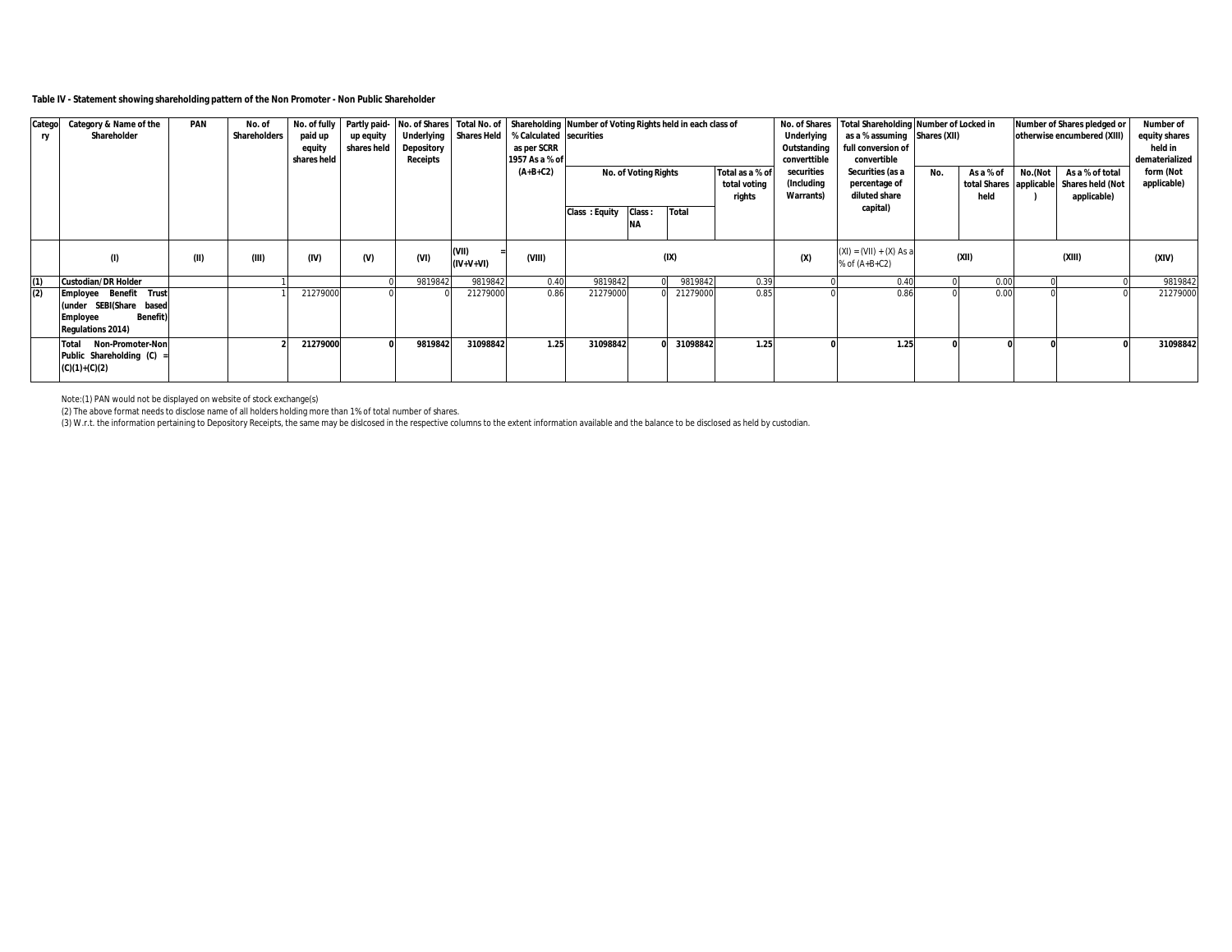**Table IV - Statement showing shareholding pattern of the Non Promoter - Non Public Shareholder**

| Category | Category & Name of the Shareholder | PAN | No. of Shareholders | No. of fully paid up equity shares held | Partly paid-up equity shares held | No. of Shares Underlying Depository Receipts | Total No. of Shares Held | Shareholding % Calculated as per SCRR 1957 As a % of (A+B+C2) | Number of Voting Rights held in each class of securities | | | | No. of Shares Underlying Outstanding converttible securities (Including Warrants) | Total Shareholding as a % assuming full conversion of convertible Securities (as a percentage of diluted share capital) | Number of Locked in Shares (XII) | | Number of Shares pledged or otherwise encumbered (XIII) | | Number of equity shares held in dematerialized form (Not applicable) |
|---|---|---|---|---|---|---|---|---|---|---|---|---|---|---|---|---|---|---|---|
| | | | | | | | | | No. of Voting Rights | | | Total as a % of total voting rights | | | No. | As a % of total Shares held | No.(Not applicable) | As a % of total Shares held (Not applicable) | |
| | | | | | | | | | Class : Equity | Class : NA | Total | | | | | | | | |
| | (I) | (II) | (III) | (IV) | (V) | (VI) | (VII) = (IV+V+VI) | (VIII) | (IX) | | | | (X) | (XI) = (VII) + (X) As a % of (A+B+C2) | (XII) | | (XIII) | | (XIV) |
| (1) | **Custodian/DR Holder** | | 1 | | 0 | 9819842 | 9819842 | 0.40 | 9819842 | 0 | 9819842 | 0.39 | 0 | 0.40 | 0 | 0.00 | 0 | 0 | 9819842 |
| (2) | **Employee Benefit Trust (under SEBI(Share based Employee Benefit) Regulations 2014)** | | 1 | 21279000 | 0 | 0 | 21279000 | 0.86 | 21279000 | 0 | 21279000 | 0.85 | 0 | 0.86 | 0 | 0.00 | 0 | 0 | 21279000 |
| | **Total Non-Promoter-Non Public Shareholding (C) = (C)(1)+(C)(2)** | | **2** | **21279000** | **0** | **9819842** | **31098842** | **1.25** | **31098842** | **0** | **31098842** | **1.25** | **0** | **1.25** | **0** | **0** | **0** | **0** | **31098842** |

Note:(1) PAN would not be displayed on website of stock exchange(s)

(2) The above format needs to disclose name of all holders holding more than 1% of total number of shares.

(3) W.r.t. the information pertaining to Depository Receipts, the same may be dislcosed in the respective columns to the extent information available and the balance to be disclosed as held by custodian.